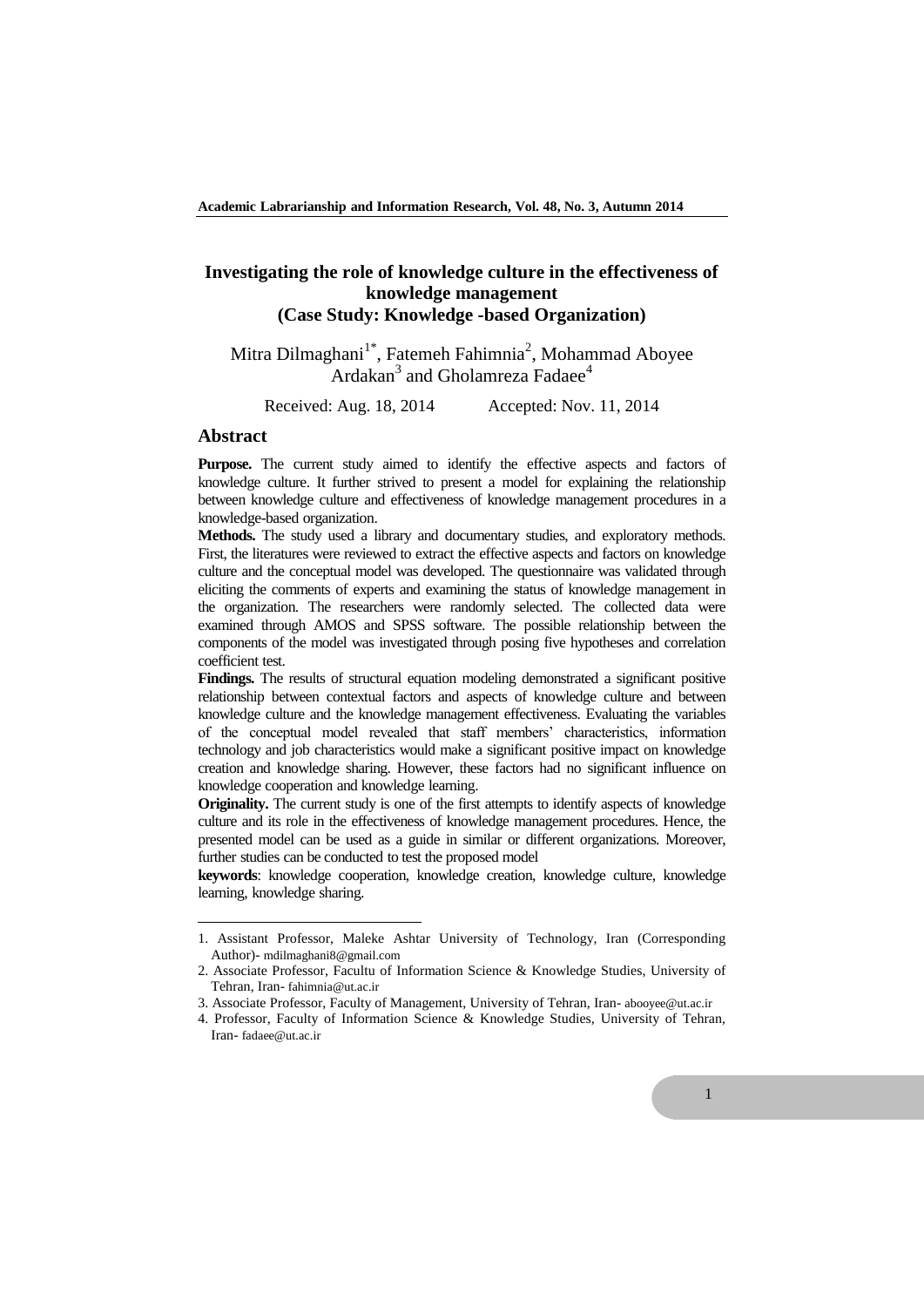# Investigating the role of knowledge culture in the effectiveness of knowledge management
## (Case Study: Knowledge -based Organization)

Mitra Dilmaghani[1*], Fatemeh Fahimnia[2], Mohammad Aboyee Ardakan[3] and Gholamreza Fadaee[4]

Received: Aug. 18, 2014 Accepted: Nov. 11, 2014

## Abstract

**Purpose.** The current study aimed to identify the effective aspects and factors of knowledge culture. It further strived to present a model for explaining the relationship between knowledge culture and effectiveness of knowledge management procedures in a knowledge-based organization.

**Methods.** The study used a library and documentary studies, and exploratory methods. First, the literatures were reviewed to extract the effective aspects and factors on knowledge culture and the conceptual model was developed. The questionnaire was validated through eliciting the comments of experts and examining the status of knowledge management in the organization. The researchers were randomly selected. The collected data were examined through AMOS and SPSS software. The possible relationship between the components of the model was investigated through posing five hypotheses and correlation coefficient test.

**Findings.** The results of structural equation modeling demonstrated a significant positive relationship between contextual factors and aspects of knowledge culture and between knowledge culture and the knowledge management effectiveness. Evaluating the variables of the conceptual model revealed that staff members' characteristics, information technology and job characteristics would make a significant positive impact on knowledge creation and knowledge sharing. However, these factors had no significant influence on knowledge cooperation and knowledge learning.

**Originality.** The current study is one of the first attempts to identify aspects of knowledge culture and its role in the effectiveness of knowledge management procedures. Hence, the presented model can be used as a guide in similar or different organizations. Moreover, further studies can be conducted to test the proposed model

**keywords**: knowledge cooperation, knowledge creation, knowledge culture, knowledge learning, knowledge sharing.

---

1. Assistant Professor, Maleke Ashtar University of Technology, Iran (Corresponding Author)- mdilmaghani8@gmail.com
2. Associate Professor, Facultu of Information Science & Knowledge Studies, University of Tehran, Iran- fahimnia@ut.ac.ir
3. Associate Professor, Faculty of Management, University of Tehran, Iran- abooyee@ut.ac.ir
4. Professor, Faculty of Information Science & Knowledge Studies, University of Tehran, Iran- fadaee@ut.ac.ir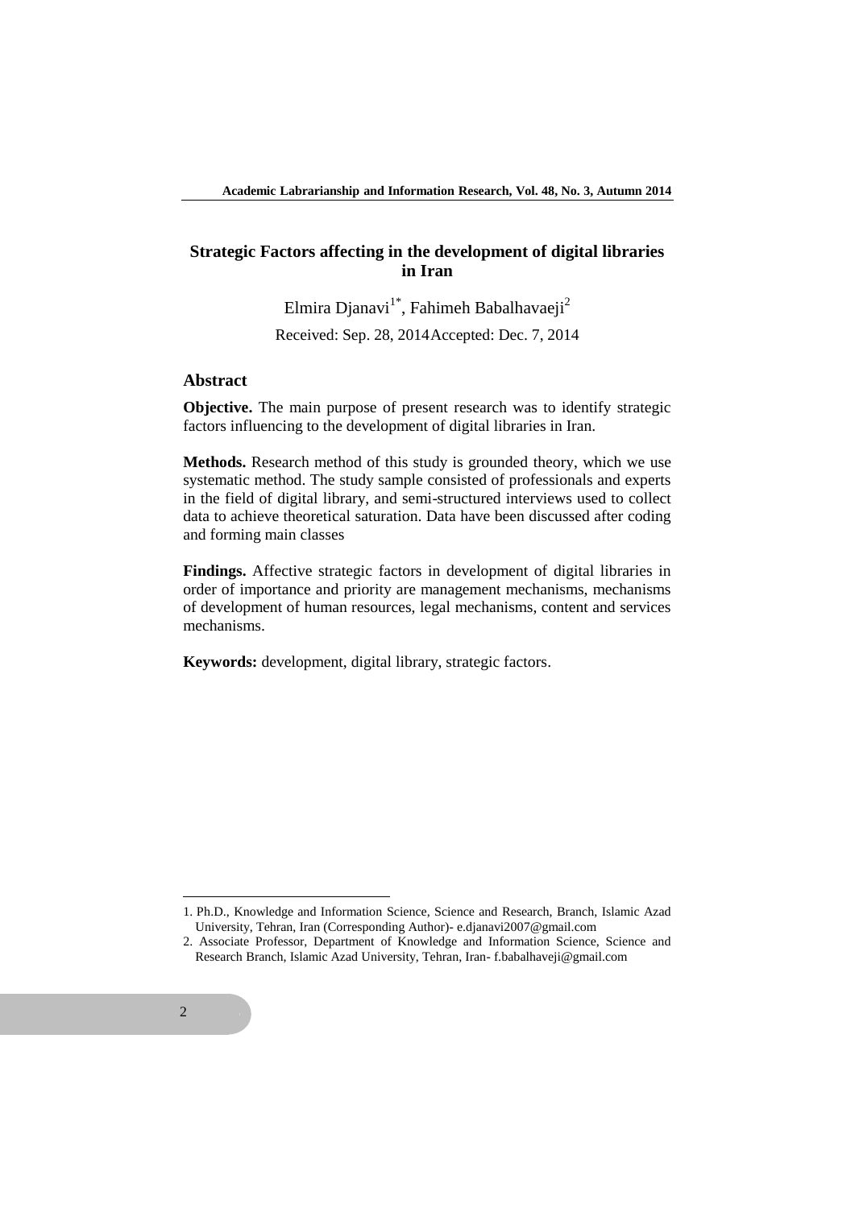# Strategic Factors affecting in the development of digital libraries in Iran

Elmira Djanavi[1*], Fahimeh Babalhavaeji[2]

Received: Sep. 28, 2014 Accepted: Dec. 7, 2014

## Abstract

**Objective.** The main purpose of present research was to identify strategic factors influencing to the development of digital libraries in Iran.

**Methods.** Research method of this study is grounded theory, which we use systematic method. The study sample consisted of professionals and experts in the field of digital library, and semi-structured interviews used to collect data to achieve theoretical saturation. Data have been discussed after coding and forming main classes

**Findings.** Affective strategic factors in development of digital libraries in order of importance and priority are management mechanisms, mechanisms of development of human resources, legal mechanisms, content and services mechanisms.

**Keywords:** development, digital library, strategic factors.

---

1. Ph.D., Knowledge and Information Science, Science and Research, Branch, Islamic Azad University, Tehran, Iran (Corresponding Author)- e.djanavi2007@gmail.com
2. Associate Professor, Department of Knowledge and Information Science, Science and Research Branch, Islamic Azad University, Tehran, Iran- f.babalhaveji@gmail.com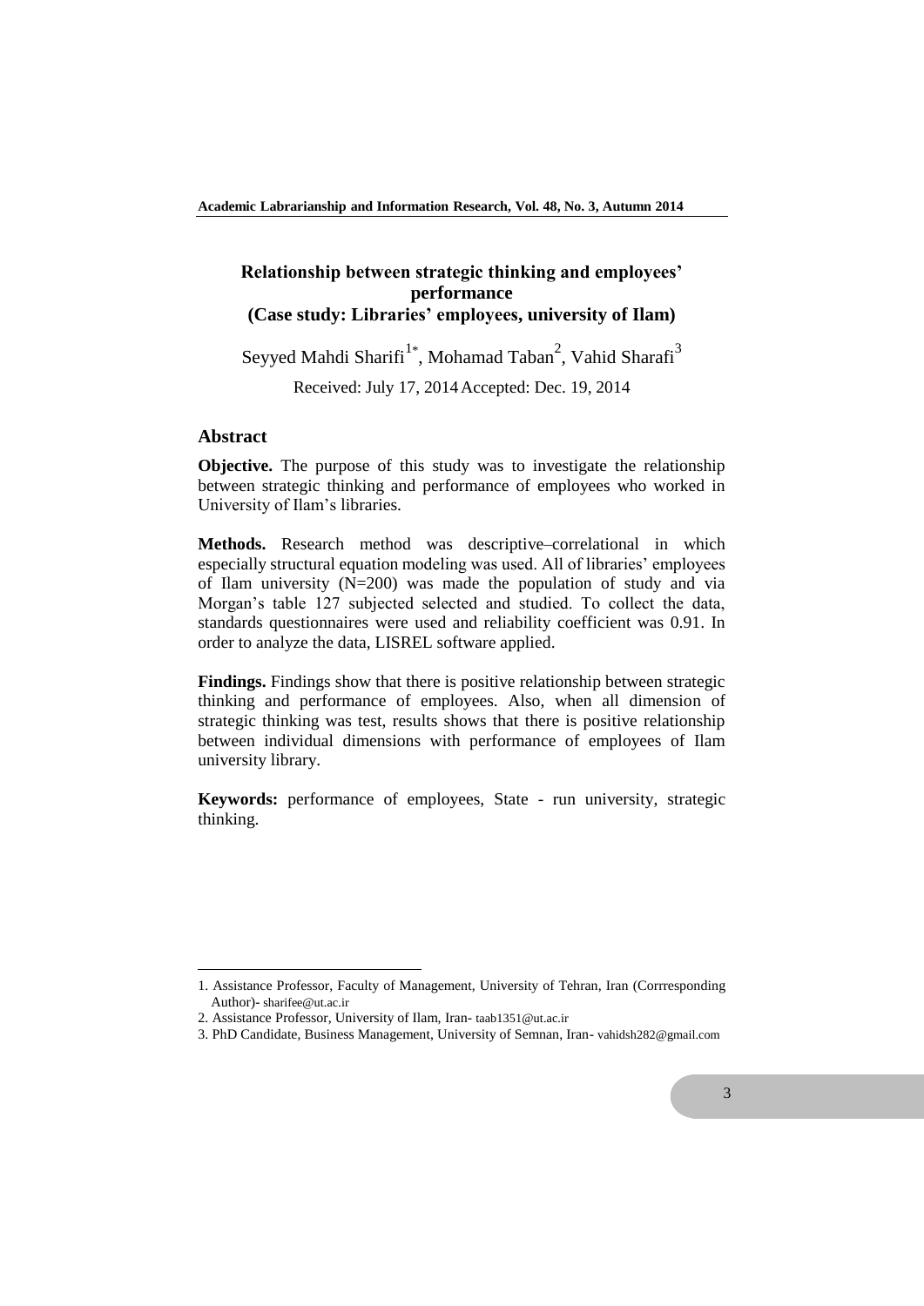# Relationship between strategic thinking and employees' performance
## (Case study: Libraries' employees, university of Ilam)

Seyyed Mahdi Sharifi[1*], Mohamad Taban[2], Vahid Sharafi[3]

Received: July 17, 2014 Accepted: Dec. 19, 2014

## Abstract

**Objective.** The purpose of this study was to investigate the relationship between strategic thinking and performance of employees who worked in University of Ilam's libraries.

**Methods.** Research method was descriptive–correlational in which especially structural equation modeling was used. All of libraries' employees of Ilam university (N=200) was made the population of study and via Morgan's table 127 subjected selected and studied. To collect the data, standards questionnaires were used and reliability coefficient was 0.91. In order to analyze the data, LISREL software applied.

**Findings.** Findings show that there is positive relationship between strategic thinking and performance of employees. Also, when all dimension of strategic thinking was test, results shows that there is positive relationship between individual dimensions with performance of employees of Ilam university library.

**Keywords:** performance of employees, State - run university, strategic thinking.

---

1. Assistance Professor, Faculty of Management, University of Tehran, Iran (Corrresponding Author)- sharifee@ut.ac.ir
2. Assistance Professor, University of Ilam, Iran- taab1351@ut.ac.ir
3. PhD Candidate, Business Management, University of Semnan, Iran- vahidsh282@gmail.com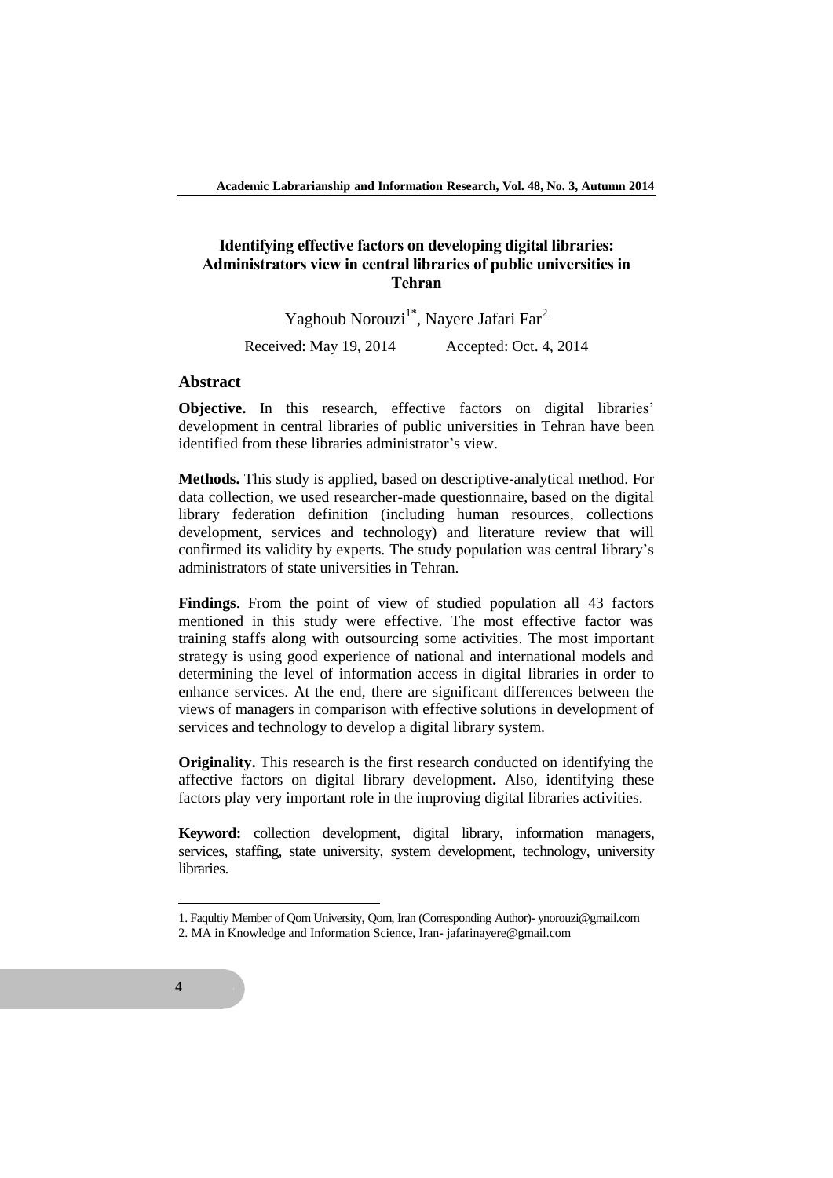# Identifying effective factors on developing digital libraries: Administrators view in central libraries of public universities in Tehran

Yaghoub Norouzi[1*], Nayere Jafari Far[2]

Received: May 19, 2014 Accepted: Oct. 4, 2014

## Abstract

**Objective.** In this research, effective factors on digital libraries' development in central libraries of public universities in Tehran have been identified from these libraries administrator's view.

**Methods.** This study is applied, based on descriptive-analytical method. For data collection, we used researcher-made questionnaire, based on the digital library federation definition (including human resources, collections development, services and technology) and literature review that will confirmed its validity by experts. The study population was central library's administrators of state universities in Tehran.

**Findings**. From the point of view of studied population all 43 factors mentioned in this study were effective. The most effective factor was training staffs along with outsourcing some activities. The most important strategy is using good experience of national and international models and determining the level of information access in digital libraries in order to enhance services. At the end, there are significant differences between the views of managers in comparison with effective solutions in development of services and technology to develop a digital library system.

**Originality.** This research is the first research conducted on identifying the affective factors on digital library development**.** Also, identifying these factors play very important role in the improving digital libraries activities.

**Keyword:** collection development, digital library, information managers, services, staffing, state university, system development, technology, university libraries.

---

1. Faqultiy Member of Qom University, Qom, Iran (Corresponding Author)- ynorouzi@gmail.com
2. MA in Knowledge and Information Science, Iran- jafarinayere@gmail.com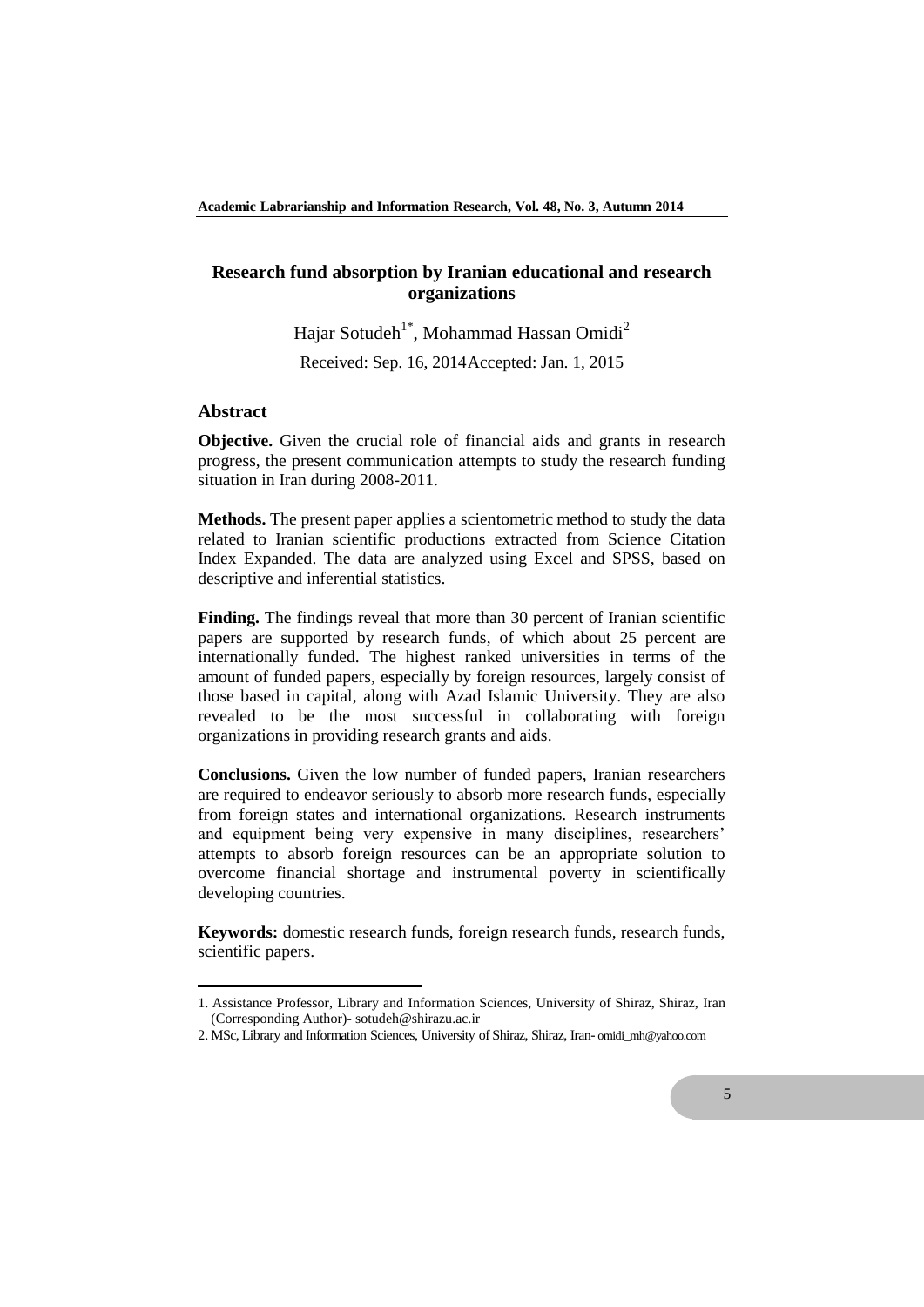# Research fund absorption by Iranian educational and research organizations

Hajar Sotudeh[1*], Mohammad Hassan Omidi[2]

Received: Sep. 16, 2014 Accepted: Jan. 1, 2015

## Abstract

**Objective.** Given the crucial role of financial aids and grants in research progress, the present communication attempts to study the research funding situation in Iran during 2008-2011.

**Methods.** The present paper applies a scientometric method to study the data related to Iranian scientific productions extracted from Science Citation Index Expanded. The data are analyzed using Excel and SPSS, based on descriptive and inferential statistics.

**Finding.** The findings reveal that more than 30 percent of Iranian scientific papers are supported by research funds, of which about 25 percent are internationally funded. The highest ranked universities in terms of the amount of funded papers, especially by foreign resources, largely consist of those based in capital, along with Azad Islamic University. They are also revealed to be the most successful in collaborating with foreign organizations in providing research grants and aids.

**Conclusions.** Given the low number of funded papers, Iranian researchers are required to endeavor seriously to absorb more research funds, especially from foreign states and international organizations. Research instruments and equipment being very expensive in many disciplines, researchers' attempts to absorb foreign resources can be an appropriate solution to overcome financial shortage and instrumental poverty in scientifically developing countries.

**Keywords:** domestic research funds, foreign research funds, research funds, scientific papers.

---

1. Assistance Professor, Library and Information Sciences, University of Shiraz, Shiraz, Iran (Corresponding Author)- sotudeh@shirazu.ac.ir

2. MSc, Library and Information Sciences, University of Shiraz, Shiraz, Iran- omidi_mh@yahoo.com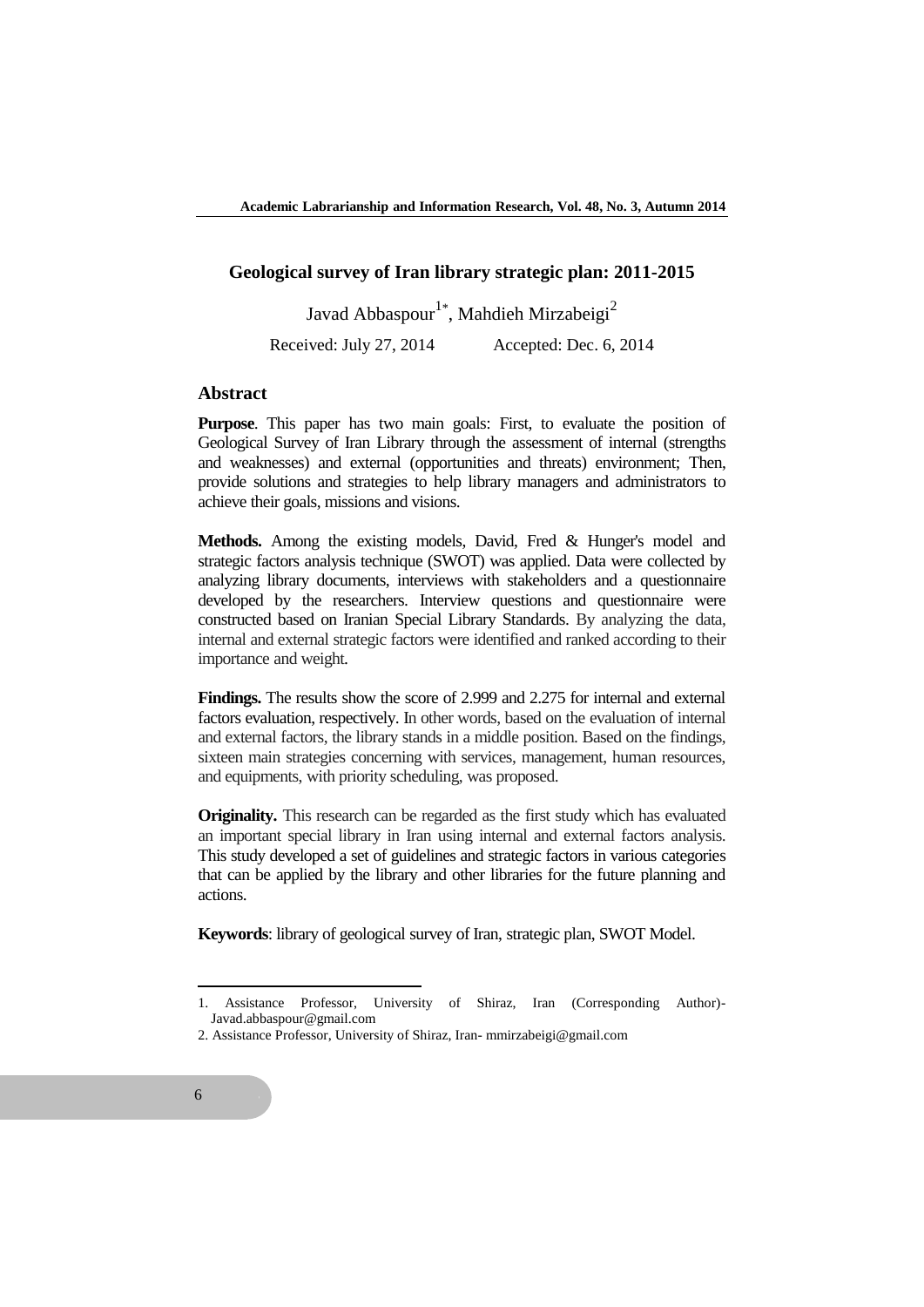# Geological survey of Iran library strategic plan: 2011-2015

Javad Abbaspour[1*], Mahdieh Mirzabeigi[2]

Received: July 27, 2014 Accepted: Dec. 6, 2014

## Abstract

**Purpose**. This paper has two main goals: First, to evaluate the position of Geological Survey of Iran Library through the assessment of internal (strengths and weaknesses) and external (opportunities and threats) environment; Then, provide solutions and strategies to help library managers and administrators to achieve their goals, missions and visions.

**Methods.** Among the existing models, David, Fred & Hunger's model and strategic factors analysis technique (SWOT) was applied. Data were collected by analyzing library documents, interviews with stakeholders and a questionnaire developed by the researchers. Interview questions and questionnaire were constructed based on Iranian Special Library Standards. By analyzing the data, internal and external strategic factors were identified and ranked according to their importance and weight.

**Findings.** The results show the score of 2.999 and 2.275 for internal and external factors evaluation, respectively. In other words, based on the evaluation of internal and external factors, the library stands in a middle position. Based on the findings, sixteen main strategies concerning with services, management, human resources, and equipments, with priority scheduling, was proposed.

**Originality.** This research can be regarded as the first study which has evaluated an important special library in Iran using internal and external factors analysis. This study developed a set of guidelines and strategic factors in various categories that can be applied by the library and other libraries for the future planning and actions.

**Keywords**: library of geological survey of Iran, strategic plan, SWOT Model.

---

1. Assistance Professor, University of Shiraz, Iran (Corresponding Author)- Javad.abbaspour@gmail.com
2. Assistance Professor, University of Shiraz, Iran- mmirzabeigi@gmail.com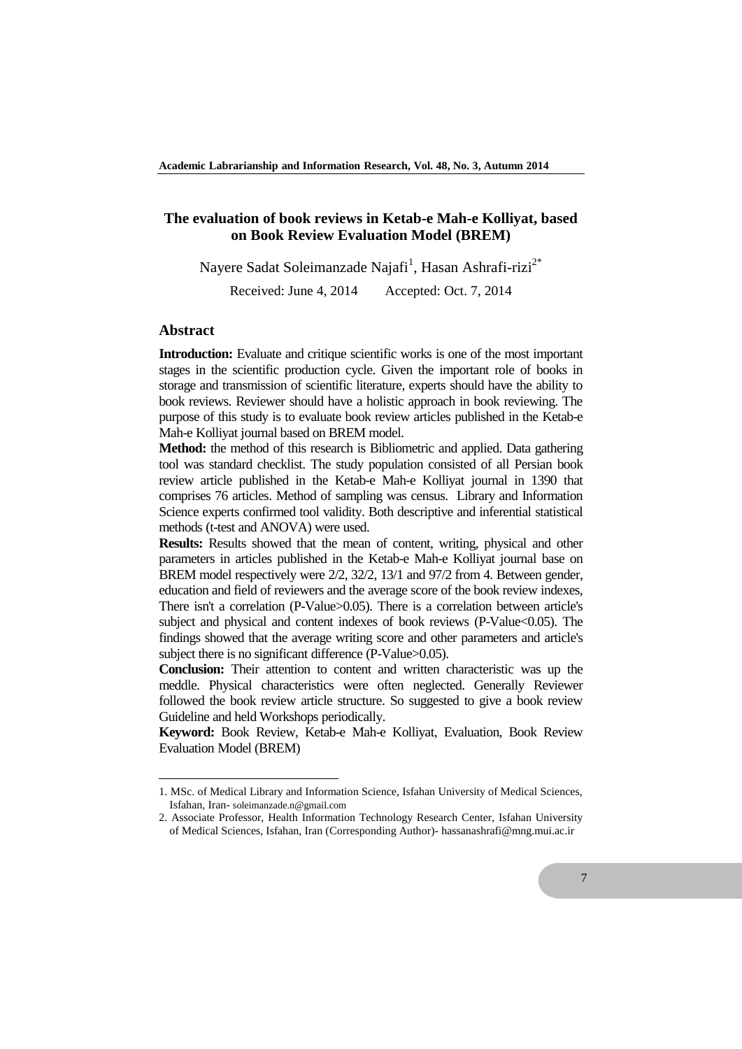# The evaluation of book reviews in Ketab-e Mah-e Kolliyat, based on Book Review Evaluation Model (BREM)

Nayere Sadat Soleimanzade Najafi[1], Hasan Ashrafi-rizi[2*]

Received: June 4, 2014 Accepted: Oct. 7, 2014

## Abstract

**Introduction:** Evaluate and critique scientific works is one of the most important stages in the scientific production cycle. Given the important role of books in storage and transmission of scientific literature, experts should have the ability to book reviews. Reviewer should have a holistic approach in book reviewing. The purpose of this study is to evaluate book review articles published in the Ketab-e Mah-e Kolliyat journal based on BREM model.

**Method:** the method of this research is Bibliometric and applied. Data gathering tool was standard checklist. The study population consisted of all Persian book review article published in the Ketab-e Mah-e Kolliyat journal in 1390 that comprises 76 articles. Method of sampling was census. Library and Information Science experts confirmed tool validity. Both descriptive and inferential statistical methods (t-test and ANOVA) were used.

**Results:** Results showed that the mean of content, writing, physical and other parameters in articles published in the Ketab-e Mah-e Kolliyat journal base on BREM model respectively were 2/2, 32/2, 13/1 and 97/2 from 4. Between gender, education and field of reviewers and the average score of the book review indexes, There isn't a correlation (P-Value>0.05). There is a correlation between article's subject and physical and content indexes of book reviews (P-Value<0.05). The findings showed that the average writing score and other parameters and article's subject there is no significant difference (P-Value>0.05).

**Conclusion:** Their attention to content and written characteristic was up the meddle. Physical characteristics were often neglected. Generally Reviewer followed the book review article structure. So suggested to give a book review Guideline and held Workshops periodically.

**Keyword:** Book Review, Ketab-e Mah-e Kolliyat, Evaluation, Book Review Evaluation Model (BREM)

---

1. MSc. of Medical Library and Information Science, Isfahan University of Medical Sciences, Isfahan, Iran- soleimanzade.n@gmail.com
2. Associate Professor, Health Information Technology Research Center, Isfahan University of Medical Sciences, Isfahan, Iran (Corresponding Author)- hassanashrafi@mng.mui.ac.ir